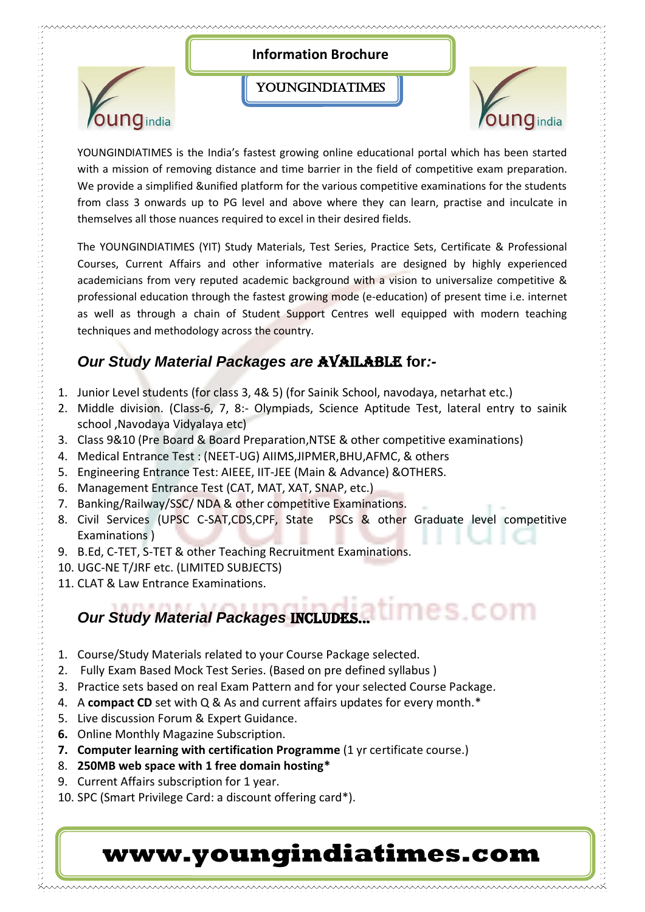# Information Brochure

## YOUNGINDIATIMES

YOUNGINDIATIMES is the India's fastest growing online educational portal which has been started with a mission of removing distance and time barrier in the field of competitive exam preparation. We provide a simplified &unified platform for the various competitive examinations for the students from class 3 onwards up to PG level and above where they can learn, practise and inculcate in themselves all those nuances required to excel in their desired fields.

The YOUNGINDIATIMES (YIT) Study Materials, Test Series, Practice Sets, Certificate & Professional Courses, Current Affairs and other informative materials are designed by highly experienced academicians from very reputed academic background with a vision to universalize competitive & professional education through the fastest growing mode (e-education) of present time i.e. internet as well as through a chain of Student Support Centres well equipped with modern teaching techniques and methodology across the country.

### *Our Study Material Packages are* AVAILABLE *for:-*

1. Junior Level students (for class 3, 4& 5) (for Sainik School, navodaya, netarhat etc.)
2. Middle division. (Class-6, 7, 8:- Olympiads, Science Aptitude Test, lateral entry to sainik school ,Navodaya Vidyalaya etc)
3. Class 9&10 (Pre Board & Board Preparation,NTSE & other competitive examinations)
4. Medical Entrance Test : (NEET-UG) AIIMS,JIPMER,BHU,AFMC, & others
5. Engineering Entrance Test: AIEEE, IIT-JEE (Main & Advance) &OTHERS.
6. Management Entrance Test (CAT, MAT, XAT, SNAP, etc.)
7. Banking/Railway/SSC/ NDA & other competitive Examinations.
8. Civil Services (UPSC C-SAT,CDS,CPF, State PSCs & other Graduate level competitive Examinations )
9. B.Ed, C-TET, S-TET & other Teaching Recruitment Examinations.
10. UGC-NE T/JRF etc. (LIMITED SUBJECTS)
11. CLAT & Law Entrance Examinations.

### *Our Study Material Packages* INCLUDES...

1. Course/Study Materials related to your Course Package selected.
2. Fully Exam Based Mock Test Series. (Based on pre defined syllabus )
3. Practice sets based on real Exam Pattern and for your selected Course Package.
4. A **compact CD** set with Q & As and current affairs updates for every month.*
5. Live discussion Forum & Expert Guidance.
6. Online Monthly Magazine Subscription.
7. **Computer learning with certification Programme** (1 yr certificate course.)
8. **250MB web space with 1 free domain hosting***
9. Current Affairs subscription for 1 year.
10. SPC (Smart Privilege Card: a discount offering card*).

## www.youngindiatimes.com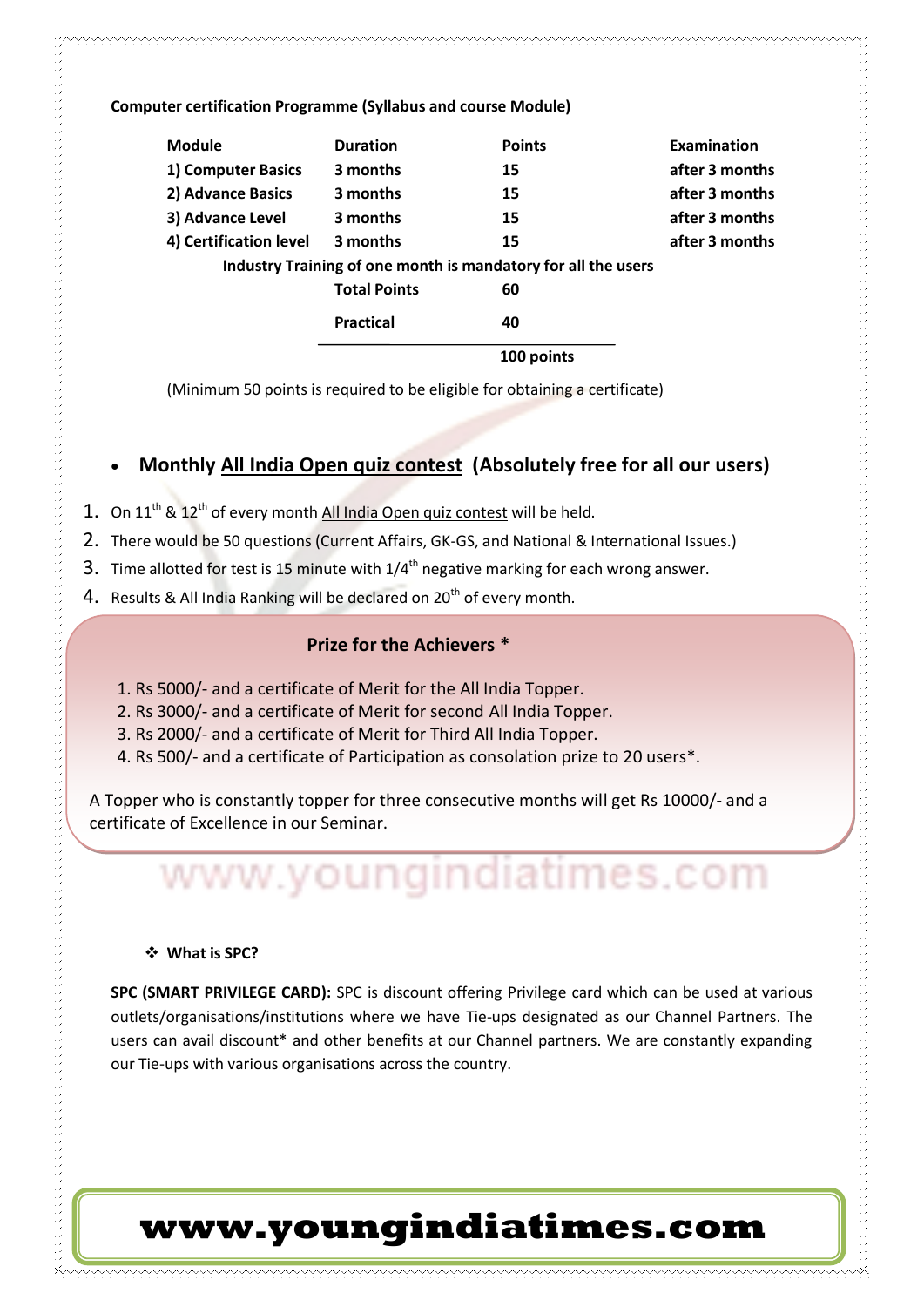**Computer certification Programme (Syllabus and course Module)**

| Module | Duration | Points | Examination |
|---|---|---|---|
| 1) Computer Basics | 3 months | 15 | after 3 months |
| 2) Advance Basics | 3 months | 15 | after 3 months |
| 3) Advance Level | 3 months | 15 | after 3 months |
| 4) Certification level | 3 months | 15 | after 3 months |
| Industry Training of one month is mandatory for all the users | | | |
| | Total Points | 60 | |
| | Practical | 40 | |
| | | 100 points | |

(Minimum 50 points is required to be eligible for obtaining a certificate)

- **Monthly All India Open quiz contest (Absolutely free for all our users)**

1. On 11th & 12th of every month All India Open quiz contest will be held.
2. There would be 50 questions (Current Affairs, GK-GS, and National & International Issues.)
3. Time allotted for test is 15 minute with 1/4th negative marking for each wrong answer.
4. Results & All India Ranking will be declared on 20th of every month.

**Prize for the Achievers ***

1. Rs 5000/- and a certificate of Merit for the All India Topper.
2. Rs 3000/- and a certificate of Merit for second All India Topper.
3. Rs 2000/- and a certificate of Merit for Third All India Topper.
4. Rs 500/- and a certificate of Participation as consolation prize to 20 users*.

A Topper who is constantly topper for three consecutive months will get Rs 10000/- and a certificate of Excellence in our Seminar.

www.youngindiatimes.com

- **What is SPC?**

**SPC (SMART PRIVILEGE CARD):** SPC is discount offering Privilege card which can be used at various outlets/organisations/institutions where we have Tie-ups designated as our Channel Partners. The users can avail discount* and other benefits at our Channel partners. We are constantly expanding our Tie-ups with various organisations across the country.

**www.youngindiatimes.com**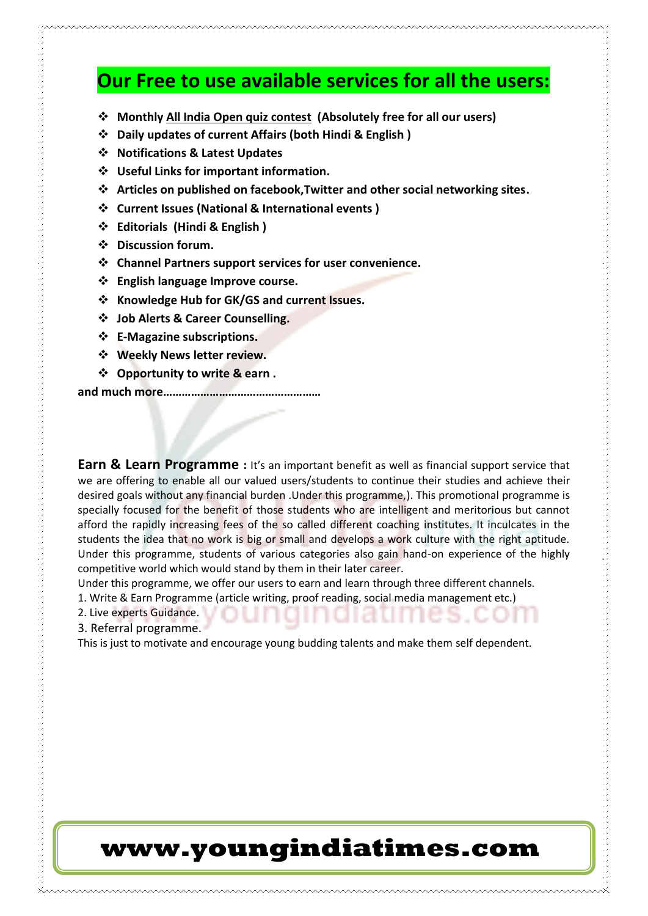# Our Free to use available services for all the users:

- **Monthly <u>All India Open quiz contest</u> (Absolutely free for all our users)**
- **Daily updates of current Affairs (both Hindi & English )**
- **Notifications & Latest Updates**
- **Useful Links for important information.**
- **Articles on published on facebook,Twitter and other social networking sites.**
- **Current Issues (National & International events )**
- **Editorials (Hindi & English )**
- **Discussion forum.**
- **Channel Partners support services for user convenience.**
- **English language Improve course.**
- **Knowledge Hub for GK/GS and current Issues.**
- **Job Alerts & Career Counselling.**
- **E-Magazine subscriptions.**
- **Weekly News letter review.**
- **Opportunity to write & earn .**

**and much more…………………………………………**

**Earn & Learn Programme :** It's an important benefit as well as financial support service that we are offering to enable all our valued users/students to continue their studies and achieve their desired goals without any financial burden .Under this programme,). This promotional programme is specially focused for the benefit of those students who are intelligent and meritorious but cannot afford the rapidly increasing fees of the so called different coaching institutes. It inculcates in the students the idea that no work is big or small and develops a work culture with the right aptitude. Under this programme, students of various categories also gain hand-on experience of the highly competitive world which would stand by them in their later career.

Under this programme, we offer our users to earn and learn through three different channels.

1. Write & Earn Programme (article writing, proof reading, social media management etc.)
2. Live experts Guidance.
3. Referral programme.

This is just to motivate and encourage young budding talents and make them self dependent.

**www.youngindiatimes.com**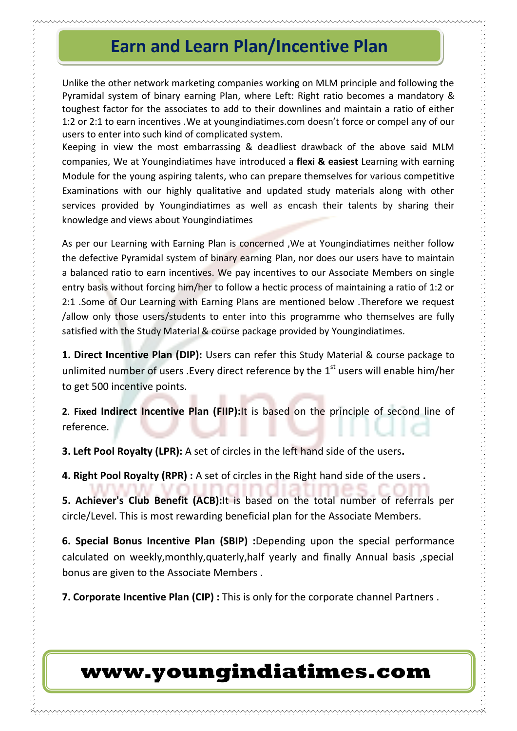# Earn and Learn Plan/Incentive Plan

Unlike the other network marketing companies working on MLM principle and following the Pyramidal system of binary earning Plan, where Left: Right ratio becomes a mandatory & toughest factor for the associates to add to their downlines and maintain a ratio of either 1:2 or 2:1 to earn incentives .We at youngindiatimes.com doesn't force or compel any of our users to enter into such kind of complicated system.

Keeping in view the most embarrassing & deadliest drawback of the above said MLM companies, We at Youngindiatimes have introduced a **flexi & easiest** Learning with earning Module for the young aspiring talents, who can prepare themselves for various competitive Examinations with our highly qualitative and updated study materials along with other services provided by Youngindiatimes as well as encash their talents by sharing their knowledge and views about Youngindiatimes

As per our Learning with Earning Plan is concerned ,We at Youngindiatimes neither follow the defective Pyramidal system of binary earning Plan, nor does our users have to maintain a balanced ratio to earn incentives. We pay incentives to our Associate Members on single entry basis without forcing him/her to follow a hectic process of maintaining a ratio of 1:2 or 2:1 .Some of Our Learning with Earning Plans are mentioned below .Therefore we request /allow only those users/students to enter into this programme who themselves are fully satisfied with the Study Material & course package provided by Youngindiatimes.

**1. Direct Incentive Plan (DIP):** Users can refer this Study Material & course package to unlimited number of users .Every direct reference by the 1st users will enable him/her to get 500 incentive points.

**2. Fixed Indirect Incentive Plan (FIIP):** It is based on the principle of second line of reference.

**3. Left Pool Royalty (LPR):** A set of circles in the left hand side of the users**.**

**4. Right Pool Royalty (RPR) :** A set of circles in the Right hand side of the users **.**

**5. Achiever's Club Benefit (ACB):** It is based on the total number of referrals per circle/Level. This is most rewarding beneficial plan for the Associate Members.

**6. Special Bonus Incentive Plan (SBIP) :** Depending upon the special performance calculated on weekly,monthly,quaterly,half yearly and finally Annual basis ,special bonus are given to the Associate Members .

**7. Corporate Incentive Plan (CIP) :** This is only for the corporate channel Partners .

**www.youngindiatimes.com**